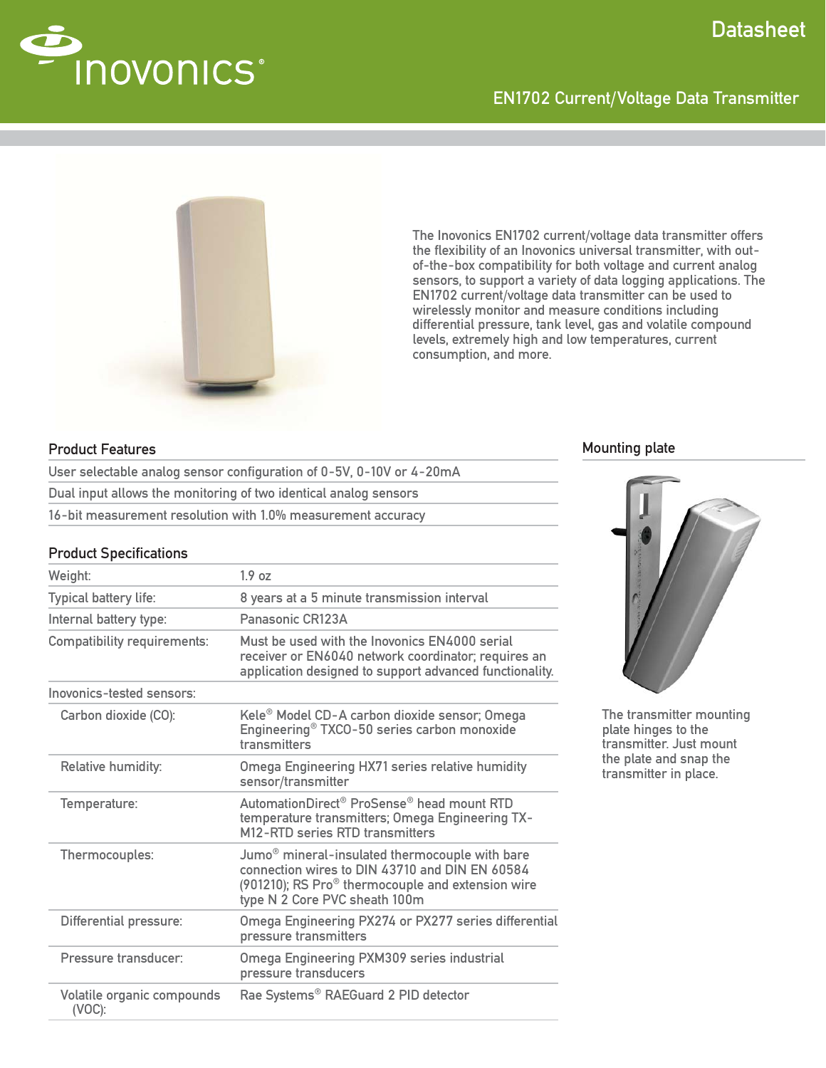# EN1702 Current/Voltage Data Transmitter

Datasheet

The Inovonics EN1702 current/voltage data transmitter offers the flexibility of an Inovonics universal transmitter, with out-of-the-box compatibility for both voltage and current analog sensors, to support a variety of data logging applications. The EN1702 current/voltage data transmitter can be used to wirelessly monitor and measure conditions including differential pressure, tank level, gas and volatile compound levels, extremely high and low temperatures, current consumption, and more.

## Product Features

- User selectable analog sensor configuration of 0-5V, 0-10V or 4-20mA
- Dual input allows the monitoring of two identical analog sensors
- 16-bit measurement resolution with 1.0% measurement accuracy

## Product Specifications

| | |
|---|---|
| Weight: | 1.9 oz |
| Typical battery life: | 8 years at a 5 minute transmission interval |
| Internal battery type: | Panasonic CR123A |
| Compatibility requirements: | Must be used with the Inovonics EN4000 serial receiver or EN6040 network coordinator; requires an application designed to support advanced functionality. |
| Inovonics-tested sensors: | |
| Carbon dioxide (CO): | Kele® Model CD-A carbon dioxide sensor; Omega Engineering® TXCO-50 series carbon monoxide transmitters |
| Relative humidity: | Omega Engineering HX71 series relative humidity sensor/transmitter |
| Temperature: | AutomationDirect® ProSense® head mount RTD temperature transmitters; Omega Engineering TX-M12-RTD series RTD transmitters |
| Thermocouples: | Jumo® mineral-insulated thermocouple with bare connection wires to DIN 43710 and DIN EN 60584 (901210); RS Pro® thermocouple and extension wire type N 2 Core PVC sheath 100m |
| Differential pressure: | Omega Engineering PX274 or PX277 series differential pressure transmitters |
| Pressure transducer: | Omega Engineering PXM309 series industrial pressure transducers |
| Volatile organic compounds (VOC): | Rae Systems® RAEGuard 2 PID detector |

## Mounting plate

The transmitter mounting plate hinges to the transmitter. Just mount the plate and snap the transmitter in place.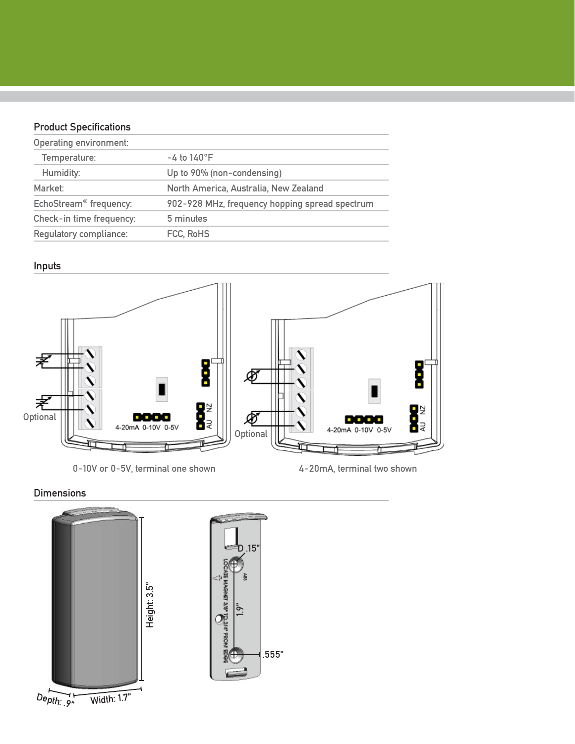## Product Specifications

| | |
|---|---|
| Operating environment: | |
| Temperature: | -4 to 140°F |
| Humidity: | Up to 90% (non-condensing) |
| Market: | North America, Australia, New Zealand |
| EchoStream® frequency: | 902-928 MHz, frequency hopping spread spectrum |
| Check-in time frequency: | 5 minutes |
| Regulatory compliance: | FCC, RoHS |

## Inputs

Optional

4-20mA 0-10V 0-5V

AU NZ

0-10V or 0-5V, terminal one shown

Optional

4-20mA 0-10V 0-5V

AU NZ

4-20mA, terminal two shown

## Dimensions

Height: 3.5"

Depth: .9"

Width: 1.7"

D .15"

LOCATE MAGNET 3/8" TO 3/4" FROM EDGE

ABS

1.9"

.555"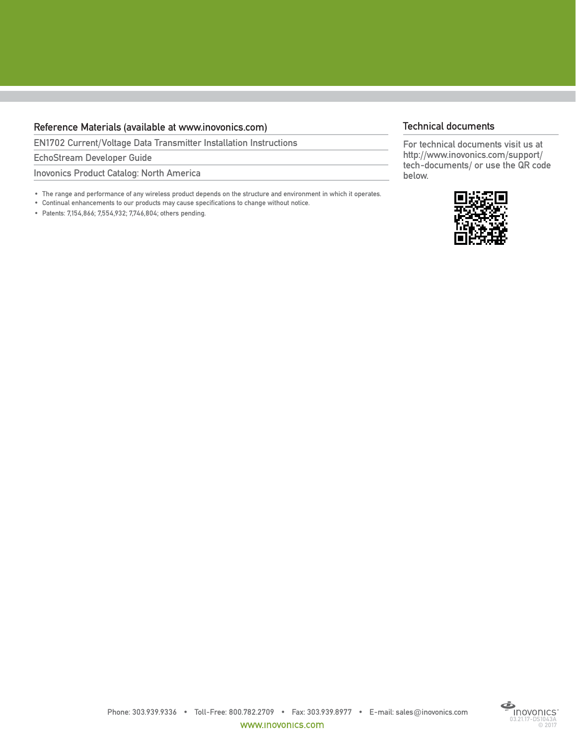## Reference Materials (available at www.inovonics.com)

EN1702 Current/Voltage Data Transmitter Installation Instructions

EchoStream Developer Guide

Inovonics Product Catalog: North America

- The range and performance of any wireless product depends on the structure and environment in which it operates.
- Continual enhancements to our products may cause specifications to change without notice.
- Patents: 7,154,866; 7,554,932; 7,746,804; others pending.

## Technical documents

For technical documents visit us at http://www.inovonics.com/support/tech-documents/ or use the QR code below.

Phone: 303.939.9336 • Toll-Free: 800.782.2709 • Fax: 303.939.8977 • E-mail: sales@inovonics.com

www.inovonics.com

03.21.17-DS1043A
© 2017